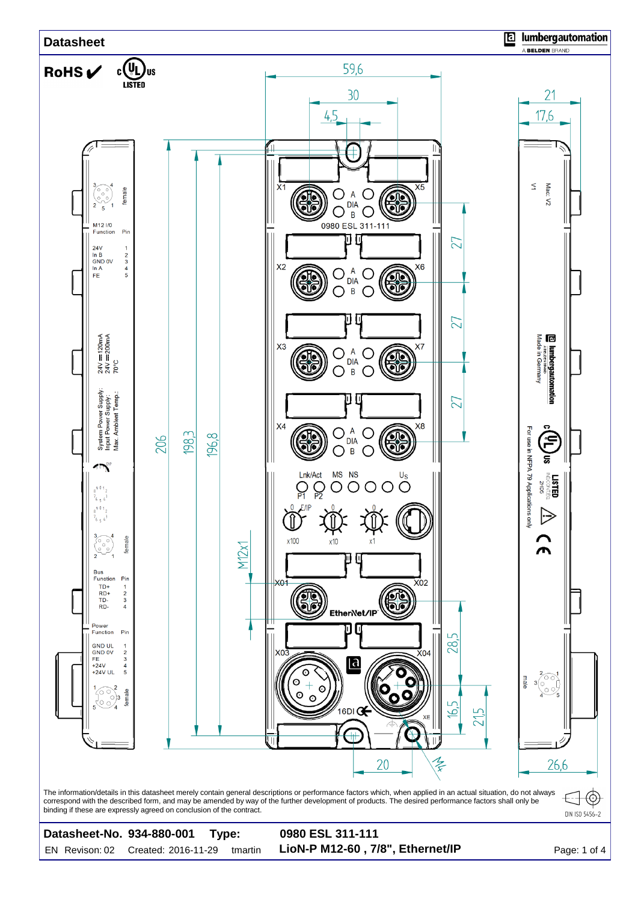# Datasheet

RoHS ✔ c UL us LISTED

M12 I/O

| Function | Pin |
|---|---|
| 24V | 1 |
| In B | 2 |
| GND 0V | 3 |
| In A | 4 |
| FE | 5 |

System Power Supply: 24V ⎓ 120mA
Input Power Supply: 24V ⎓ 200mA
Max. Ambient Temp.: 70°C

Bus

| Function | Pin |
|---|---|
| TD+ | 1 |
| RD+ | 2 |
| TD- | 3 |
| RD- | 4 |

Power

| Function | Pin |
|---|---|
| GND UL | 1 |
| GND 0V | 2 |
| FE | 3 |
| +24V | 4 |
| +24V UL | 5 |

0980 ESL 311-111

X1, X2, X3, X4, X5, X6, X7, X8 — A DIA B

Lnk/Act P1 P2, MS, NS, Us

E/IP x100 x10 x1

X01, X02 EtherNet/IP

X03, X04 16DI XE

Dimensions: 59,6; 30; 4,5; 21; 17,6; 206; 198,3; 196,8; 27; 27; 27; M12x1; 28,5; 16,5; 21,5; 20; M4; 26,6

Mac: V2, V1

Made in Germany

For use in NFPA 79 Applications only

The information/details in this datasheet merely contain general descriptions or performance factors which, when applied in an actual situation, do not always correspond with the described form, and may be amended by way of the further development of products. The desired performance factors shall only be binding if these are expressly agreed on conclusion of the contract.

DIN ISO 5456-2

**Datasheet-No. 934-880-001** **Type:** **0980 ESL 311-111**

EN Revison: 02 Created: 2016-11-29 tmartin **LioN-P M12-60 , 7/8", Ethernet/IP**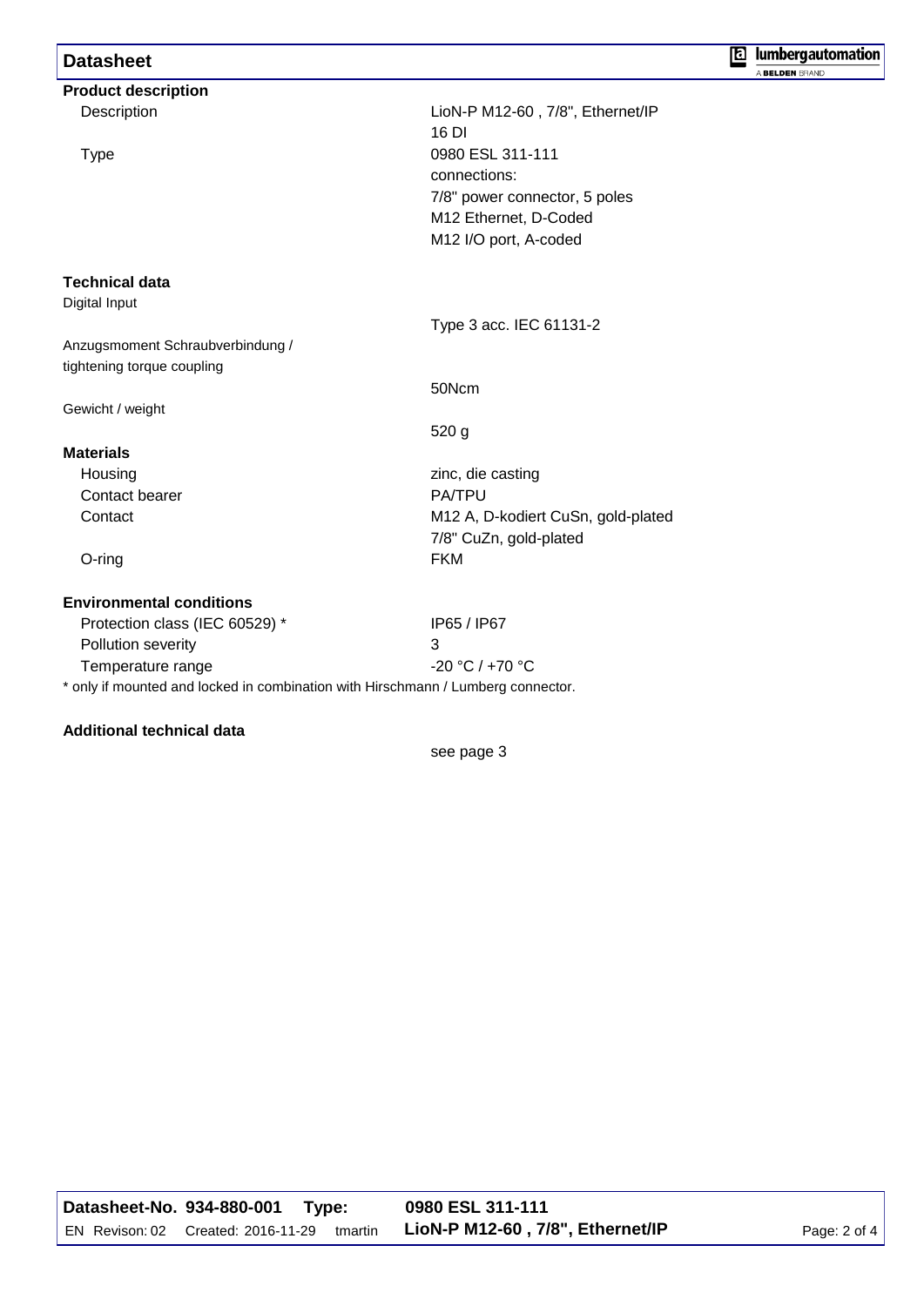## Datasheet

### Product description

| | |
|---|---|
| Description | LioN-P M12-60 , 7/8", Ethernet/IP<br>16 DI |
| Type | 0980 ESL 311-111<br>connections:<br>7/8" power connector, 5 poles<br>M12 Ethernet, D-Coded<br>M12 I/O port, A-coded |

### Technical data

| | |
|---|---|
| Digital Input | Type 3 acc. IEC 61131-2 |
| Anzugsmoment Schraubverbindung / tightening torque coupling | 50Ncm |
| Gewicht / weight | 520 g |

### Materials

| | |
|---|---|
| Housing | zinc, die casting |
| Contact bearer | PA/TPU |
| Contact | M12 A, D-kodiert CuSn, gold-plated<br>7/8" CuZn, gold-plated |
| O-ring | FKM |

### Environmental conditions

| | |
|---|---|
| Protection class (IEC 60529) * | IP65 / IP67 |
| Pollution severity | 3 |
| Temperature range | -20 °C / +70 °C |

* only if mounted and locked in combination with Hirschmann / Lumberg connector.

### Additional technical data

see page 3

Datasheet-No. 934-880-001 Type: 0980 ESL 311-111
EN Revison: 02 Created: 2016-11-29 tmartin LioN-P M12-60 , 7/8", Ethernet/IP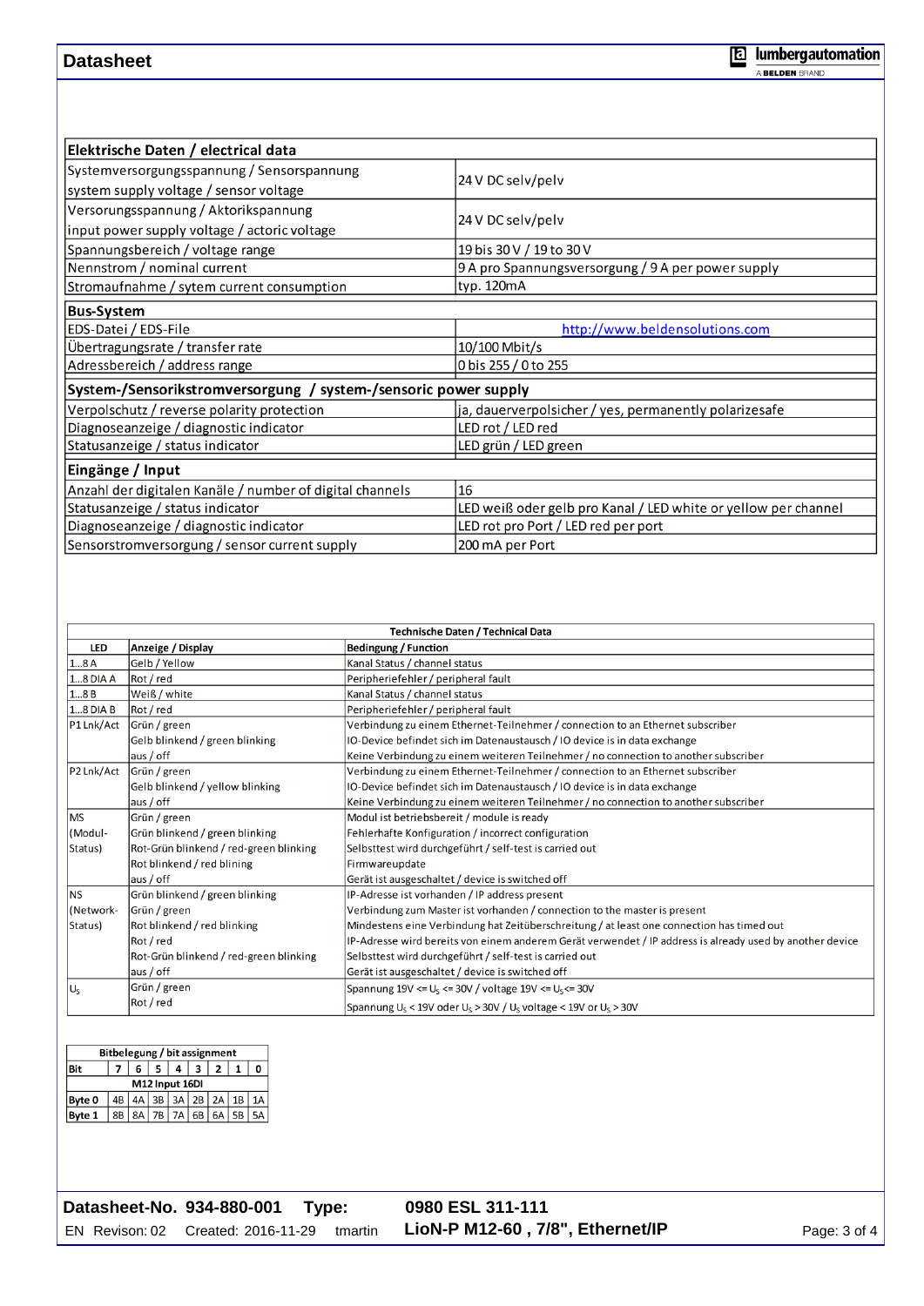| Elektrische Daten / electrical data | |
|---|---|
| Systemversorgungsspannung / Sensorspannung<br>system supply voltage / sensor voltage | 24 V DC selv/pelv |
| Versorungsspannung / Aktorikspannung<br>input power supply voltage / actoric voltage | 24 V DC selv/pelv |
| Spannungsbereich / voltage range | 19 bis 30 V / 19 to 30 V |
| Nennstrom / nominal current | 9 A pro Spannungsversorgung / 9 A per power supply |
| Stromaufnahme / sytem current consumption | typ. 120mA |
| **Bus-System** | |
| EDS-Datei / EDS-File | http://www.beldensolutions.com |
| Übertragungsrate / transfer rate | 10/100 Mbit/s |
| Adressbereich / address range | 0 bis 255 / 0 to 255 |
| **System-/Sensorikstromversorgung / system-/sensoric power supply** | |
| Verpolschutz / reverse polarity protection | ja, dauerverpolsicher / yes, permanently polarizesafe |
| Diagnoseanzeige / diagnostic indicator | LED rot / LED red |
| Statusanzeige / status indicator | LED grün / LED green |
| **Eingänge / Input** | |
| Anzahl der digitalen Kanäle / number of digital channels | 16 |
| Statusanzeige / status indicator | LED weiß oder gelb pro Kanal / LED white or yellow per channel |
| Diagnoseanzeige / diagnostic indicator | LED rot pro Port / LED red per port |
| Sensorstromversorgung / sensor current supply | 200 mA per Port |

**Technische Daten / Technical Data**

| LED | Anzeige / Display | Bedingung / Function |
|---|---|---|
| 1…8 A | Gelb / Yellow | Kanal Status / channel status |
| 1…8 DIA A | Rot / red | Peripheriefehler / peripheral fault |
| 1…8 B | Weiß / white | Kanal Status / channel status |
| 1…8 DIA B | Rot / red | Peripheriefehler / peripheral fault |
| P1 Lnk/Act | Grün / green | Verbindung zu einem Ethernet-Teilnehmer / connection to an Ethernet subscriber |
| | Gelb blinkend / green blinking | IO-Device befindet sich im Datenaustausch / IO device is in data exchange |
| | aus / off | Keine Verbindung zu einem weiteren Teilnehmer / no connection to another subscriber |
| P2 Lnk/Act | Grün / green | Verbindung zu einem Ethernet-Teilnehmer / connection to an Ethernet subscriber |
| | Gelb blinkend / yellow blinking | IO-Device befindet sich im Datenaustausch / IO device is in data exchange |
| | aus / off | Keine Verbindung zu einem weiteren Teilnehmer / no connection to another subscriber |
| MS (Modul-Status) | Grün / green | Modul ist betriebsbereit / module is ready |
| | Grün blinkend / green blinking | Fehlerhafte Konfiguration / incorrect configuration |
| | Rot-Grün blinkend / red-green blinking | Selbsttest wird durchgeführt / self-test is carried out |
| | Rot blinkend / red blining | Firmwareupdate |
| | aus / off | Gerät ist ausgeschaltet / device is switched off |
| NS (Network-Status) | Grün blinkend / green blinking | IP-Adresse ist vorhanden / IP address present |
| | Grün / green | Verbindung zum Master ist vorhanden / connection to the master is present |
| | Rot blinkend / red blinking | Mindestens eine Verbindung hat Zeitüberschreitung / at least one connection has timed out |
| | Rot / red | IP-Adresse wird bereits von einem anderem Gerät verwendet / IP address is already used by another device |
| | Rot-Grün blinkend / red-green blinking | Selbsttest wird durchgeführt / self-test is carried out |
| | aus / off | Gerät ist ausgeschaltet / device is switched off |
| $U_S$ | Grün / green | Spannung 19V <= $U_S$ <= 30V / voltage 19V <= $U_S$ <= 30V |
| | Rot / red | Spannung $U_S$ < 19V oder $U_S$ > 30V / $U_S$ voltage < 19V or $U_S$ > 30V |

**Bitbelegung / bit assignment**

| Bit | 7 | 6 | 5 | 4 | 3 | 2 | 1 | 0 |
|---|---|---|---|---|---|---|---|---|
| M12 Input 16DI | | | | | | | | |
| Byte 0 | 4B | 4A | 3B | 3A | 2B | 2A | 1B | 1A |
| Byte 1 | 8B | 8A | 7B | 7A | 6B | 6A | 5B | 5A |

**Datasheet-No. 934-880-001 Type: 0980 ESL 311-111**

EN Revison: 02 Created: 2016-11-29 tmartin **LioN-P M12-60 , 7/8", Ethernet/IP**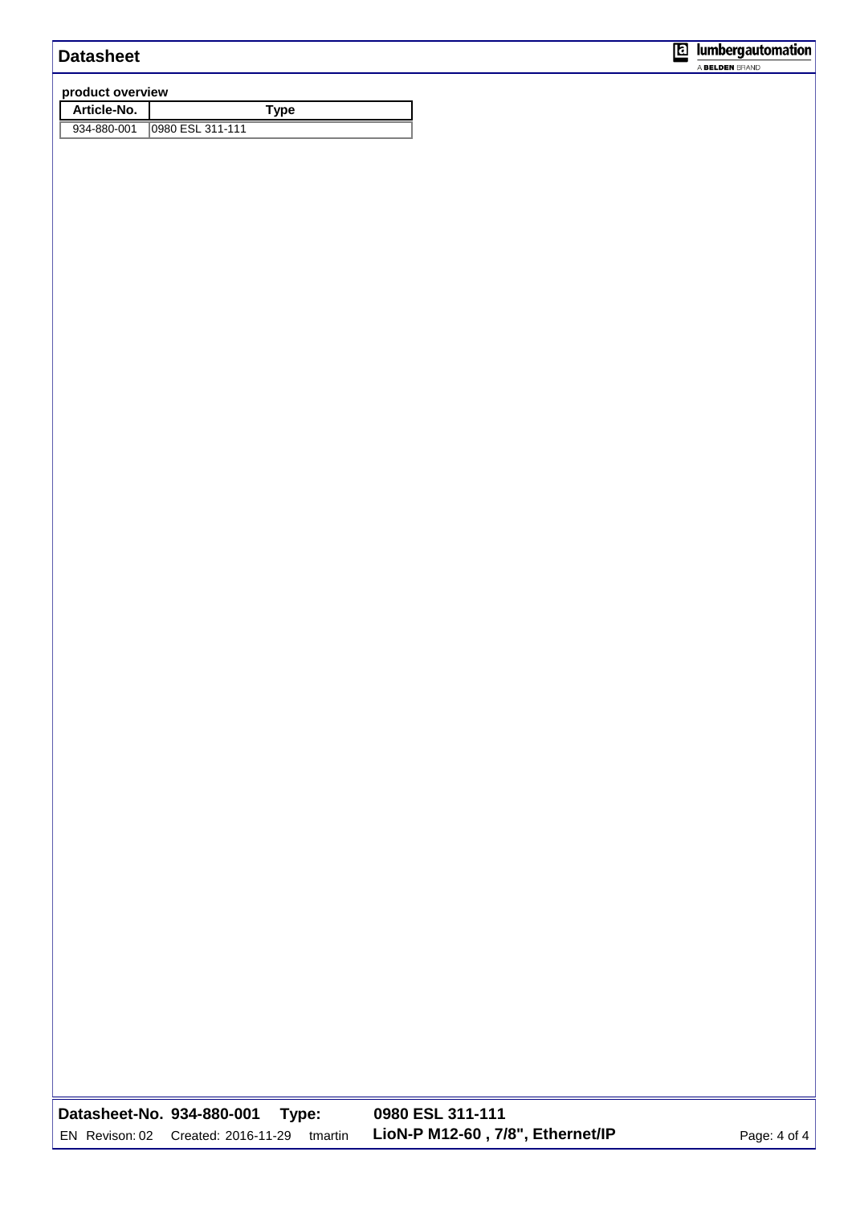**product overview**

| Article-No. | Type |
|---|---|
| 934-880-001 | 0980 ESL 311-111 |